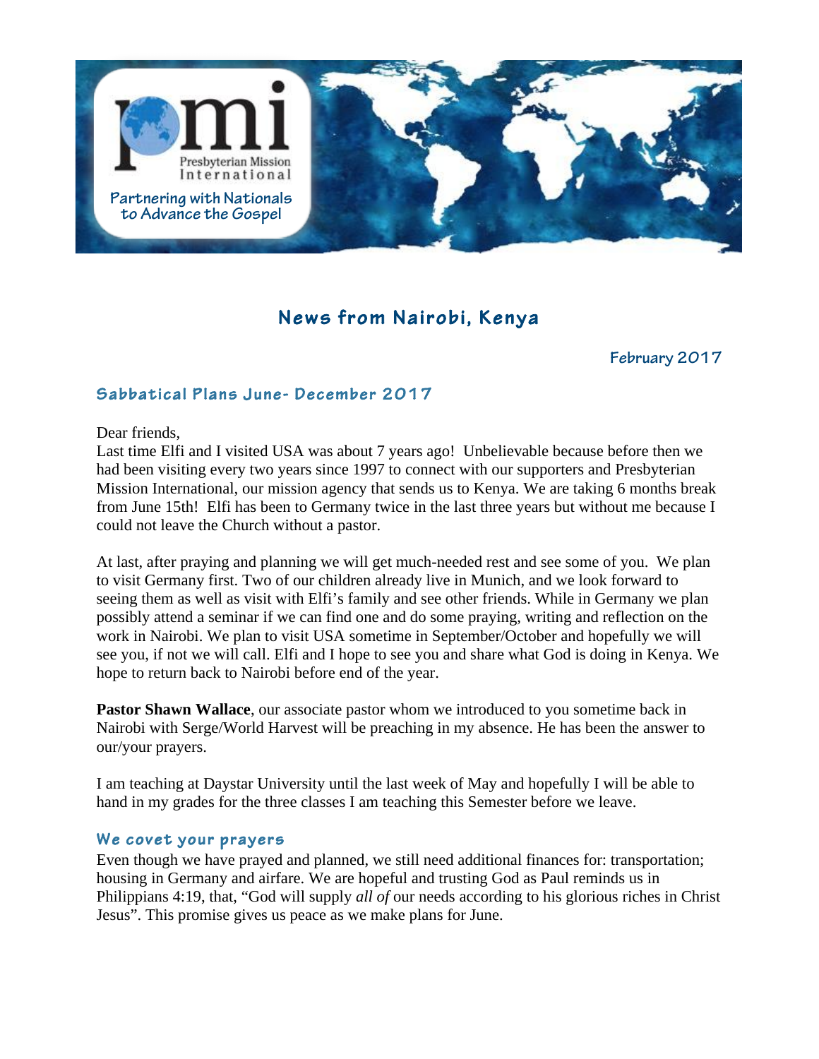pmi

Presbyterian Mission International

Partnering with Nationals to Advance the Gospel

# News from Nairobi, Kenya

February 2017

## Sabbatical Plans June- December 2017

Dear friends,
Last time Elfi and I visited USA was about 7 years ago! Unbelievable because before then we had been visiting every two years since 1997 to connect with our supporters and Presbyterian Mission International, our mission agency that sends us to Kenya. We are taking 6 months break from June 15th! Elfi has been to Germany twice in the last three years but without me because I could not leave the Church without a pastor.

At last, after praying and planning we will get much-needed rest and see some of you. We plan to visit Germany first. Two of our children already live in Munich, and we look forward to seeing them as well as visit with Elfi's family and see other friends. While in Germany we plan possibly attend a seminar if we can find one and do some praying, writing and reflection on the work in Nairobi. We plan to visit USA sometime in September/October and hopefully we will see you, if not we will call. Elfi and I hope to see you and share what God is doing in Kenya. We hope to return back to Nairobi before end of the year.

**Pastor Shawn Wallace**, our associate pastor whom we introduced to you sometime back in Nairobi with Serge/World Harvest will be preaching in my absence. He has been the answer to our/your prayers.

I am teaching at Daystar University until the last week of May and hopefully I will be able to hand in my grades for the three classes I am teaching this Semester before we leave.

## We covet your prayers

Even though we have prayed and planned, we still need additional finances for: transportation; housing in Germany and airfare. We are hopeful and trusting God as Paul reminds us in Philippians 4:19, that, "God will supply *all of* our needs according to his glorious riches in Christ Jesus". This promise gives us peace as we make plans for June.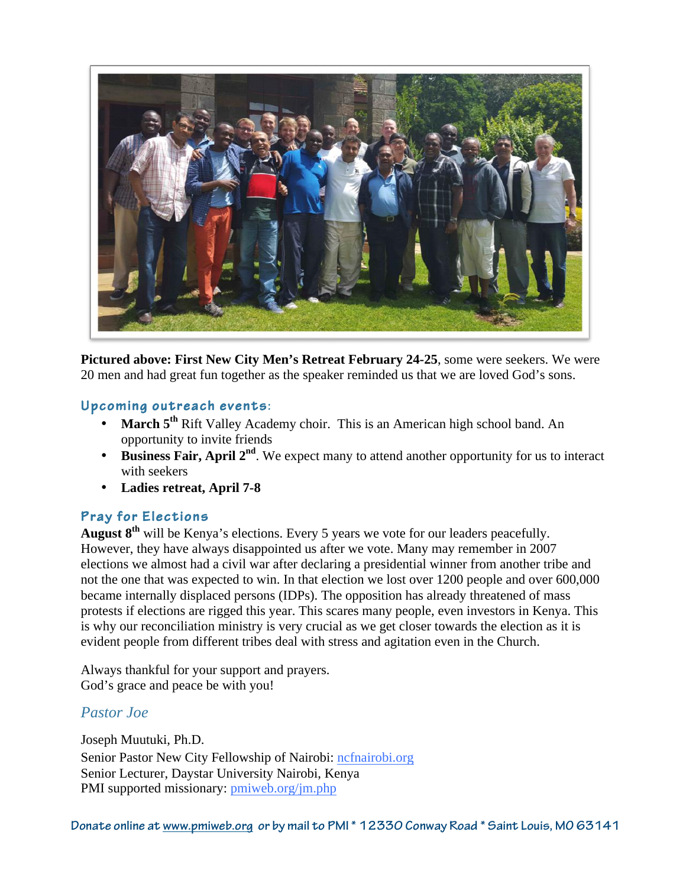**Pictured above: First New City Men's Retreat February 24-25**, some were seekers. We were 20 men and had great fun together as the speaker reminded us that we are loved God's sons.

### Upcoming outreach events:

- **March 5th** Rift Valley Academy choir. This is an American high school band. An opportunity to invite friends
- **Business Fair, April 2nd**. We expect many to attend another opportunity for us to interact with seekers
- **Ladies retreat, April 7-8**

### Pray for Elections

**August 8th** will be Kenya's elections. Every 5 years we vote for our leaders peacefully. However, they have always disappointed us after we vote. Many may remember in 2007 elections we almost had a civil war after declaring a presidential winner from another tribe and not the one that was expected to win. In that election we lost over 1200 people and over 600,000 became internally displaced persons (IDPs). The opposition has already threatened of mass protests if elections are rigged this year. This scares many people, even investors in Kenya. This is why our reconciliation ministry is very crucial as we get closer towards the election as it is evident people from different tribes deal with stress and agitation even in the Church.

Always thankful for your support and prayers.
God's grace and peace be with you!

*Pastor Joe*

Joseph Muutuki, Ph.D.
Senior Pastor New City Fellowship of Nairobi: ncfnairobi.org
Senior Lecturer, Daystar University Nairobi, Kenya
PMI supported missionary: pmiweb.org/jm.php

**Donate online at www.pmiweb.org or by mail to PMI * 12330 Conway Road * Saint Louis, MO 63141**